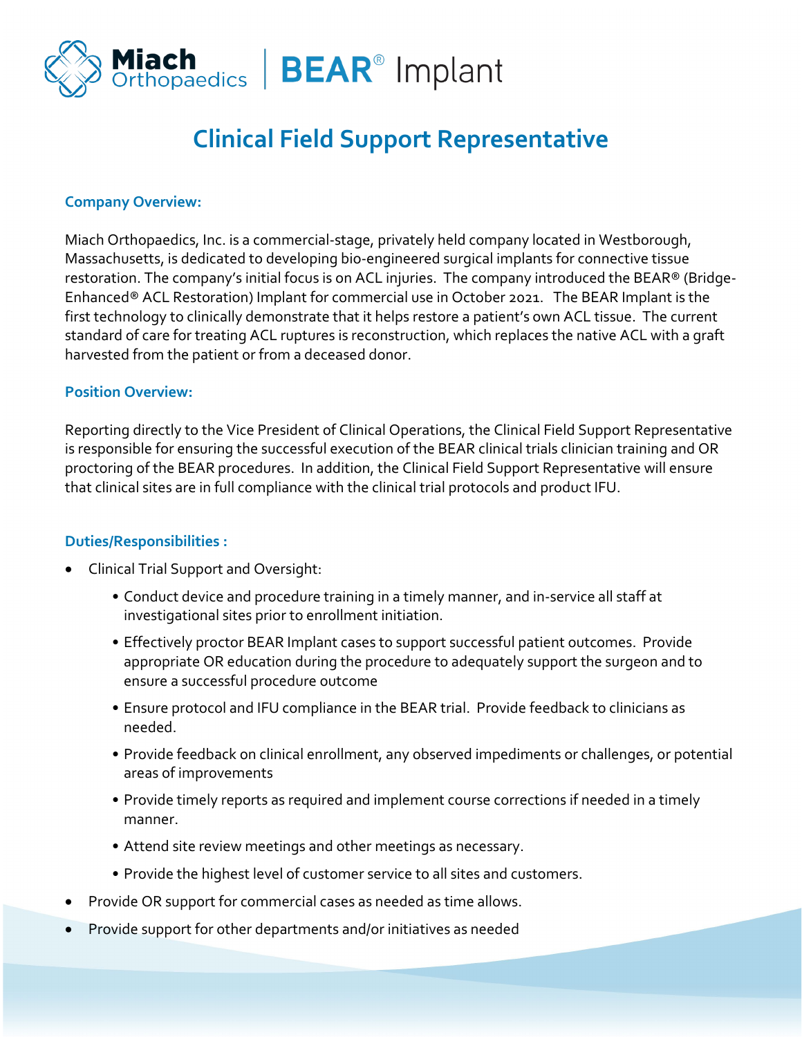Miach Orthopaedics | BEAR® Implant

# Clinical Field Support Representative

### Company Overview:

Miach Orthopaedics, Inc. is a commercial-stage, privately held company located in Westborough, Massachusetts, is dedicated to developing bio-engineered surgical implants for connective tissue restoration. The company's initial focus is on ACL injuries. The company introduced the BEAR® (Bridge-Enhanced® ACL Restoration) Implant for commercial use in October 2021. The BEAR Implant is the first technology to clinically demonstrate that it helps restore a patient's own ACL tissue. The current standard of care for treating ACL ruptures is reconstruction, which replaces the native ACL with a graft harvested from the patient or from a deceased donor.

### Position Overview:

Reporting directly to the Vice President of Clinical Operations, the Clinical Field Support Representative is responsible for ensuring the successful execution of the BEAR clinical trials clinician training and OR proctoring of the BEAR procedures. In addition, the Clinical Field Support Representative will ensure that clinical sites are in full compliance with the clinical trial protocols and product IFU.

### Duties/Responsibilities :

- Clinical Trial Support and Oversight:
  - Conduct device and procedure training in a timely manner, and in-service all staff at investigational sites prior to enrollment initiation.
  - Effectively proctor BEAR Implant cases to support successful patient outcomes. Provide appropriate OR education during the procedure to adequately support the surgeon and to ensure a successful procedure outcome
  - Ensure protocol and IFU compliance in the BEAR trial. Provide feedback to clinicians as needed.
  - Provide feedback on clinical enrollment, any observed impediments or challenges, or potential areas of improvements
  - Provide timely reports as required and implement course corrections if needed in a timely manner.
  - Attend site review meetings and other meetings as necessary.
  - Provide the highest level of customer service to all sites and customers.
- Provide OR support for commercial cases as needed as time allows.
- Provide support for other departments and/or initiatives as needed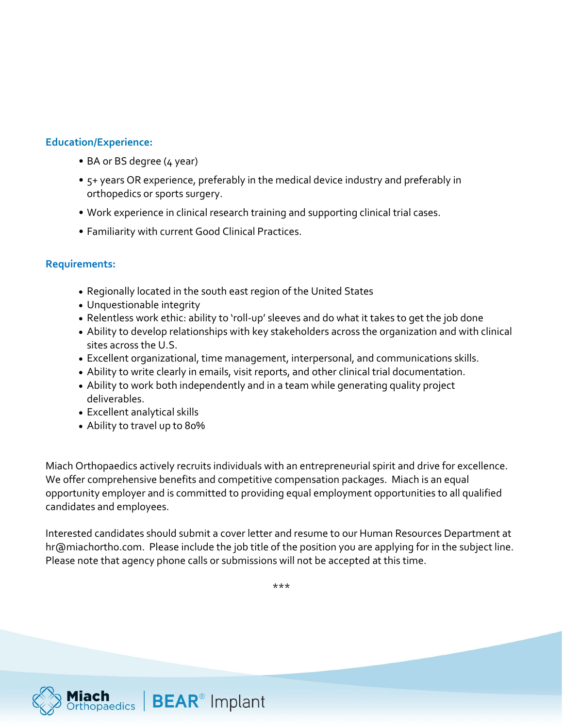### Education/Experience:

- BA or BS degree (4 year)
- 5+ years OR experience, preferably in the medical device industry and preferably in orthopedics or sports surgery.
- Work experience in clinical research training and supporting clinical trial cases.
- Familiarity with current Good Clinical Practices.

### Requirements:

- Regionally located in the south east region of the United States
- Unquestionable integrity
- Relentless work ethic: ability to 'roll-up' sleeves and do what it takes to get the job done
- Ability to develop relationships with key stakeholders across the organization and with clinical sites across the U.S.
- Excellent organizational, time management, interpersonal, and communications skills.
- Ability to write clearly in emails, visit reports, and other clinical trial documentation.
- Ability to work both independently and in a team while generating quality project deliverables.
- Excellent analytical skills
- Ability to travel up to 80%

Miach Orthopaedics actively recruits individuals with an entrepreneurial spirit and drive for excellence. We offer comprehensive benefits and competitive compensation packages. Miach is an equal opportunity employer and is committed to providing equal employment opportunities to all qualified candidates and employees.

Interested candidates should submit a cover letter and resume to our Human Resources Department at hr@miachortho.com. Please include the job title of the position you are applying for in the subject line. Please note that agency phone calls or submissions will not be accepted at this time.

***